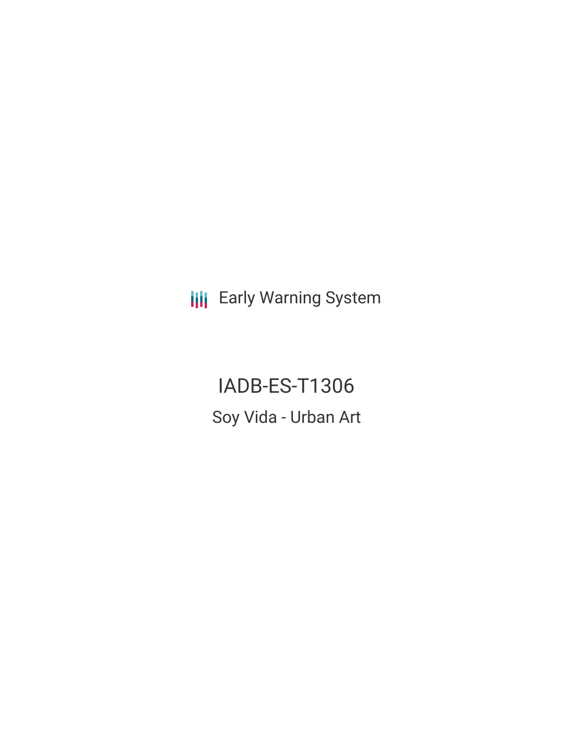Early Warning System

# IADB-ES-T1306

## Soy Vida - Urban Art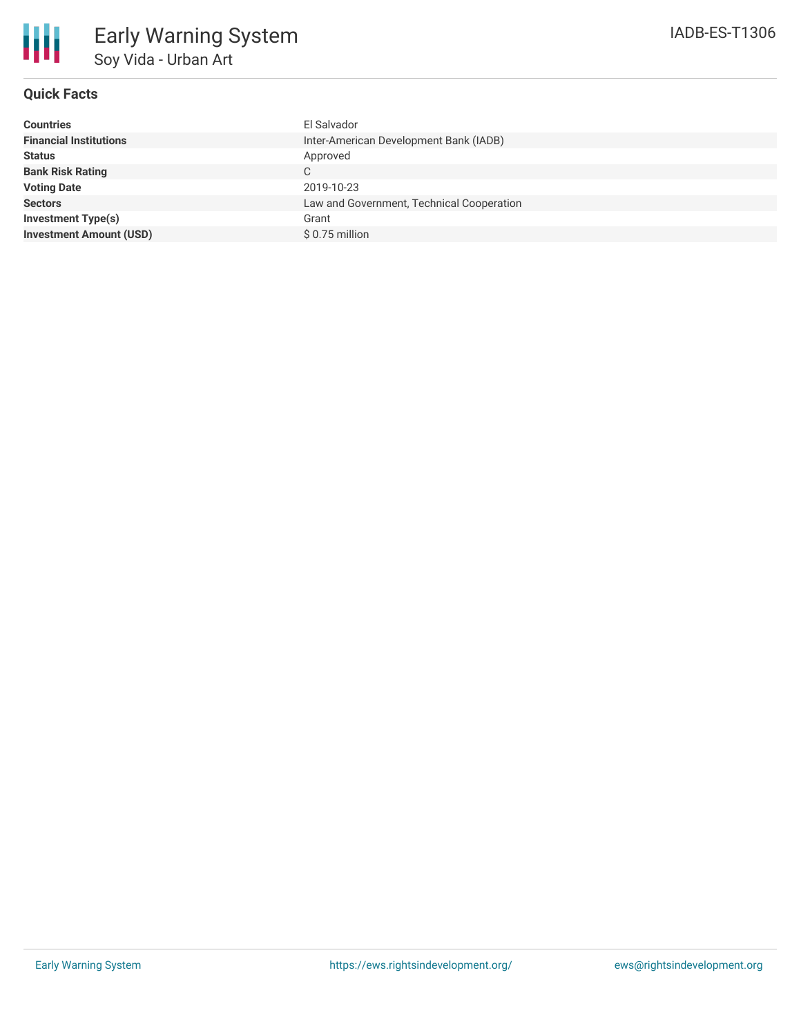# Early Warning System

## Soy Vida - Urban Art

IADB-ES-T1306

### Quick Facts

| | |
|---|---|
| **Countries** | El Salvador |
| **Financial Institutions** | Inter-American Development Bank (IADB) |
| **Status** | Approved |
| **Bank Risk Rating** | C |
| **Voting Date** | 2019-10-23 |
| **Sectors** | Law and Government, Technical Cooperation |
| **Investment Type(s)** | Grant |
| **Investment Amount (USD)** | $ 0.75 million |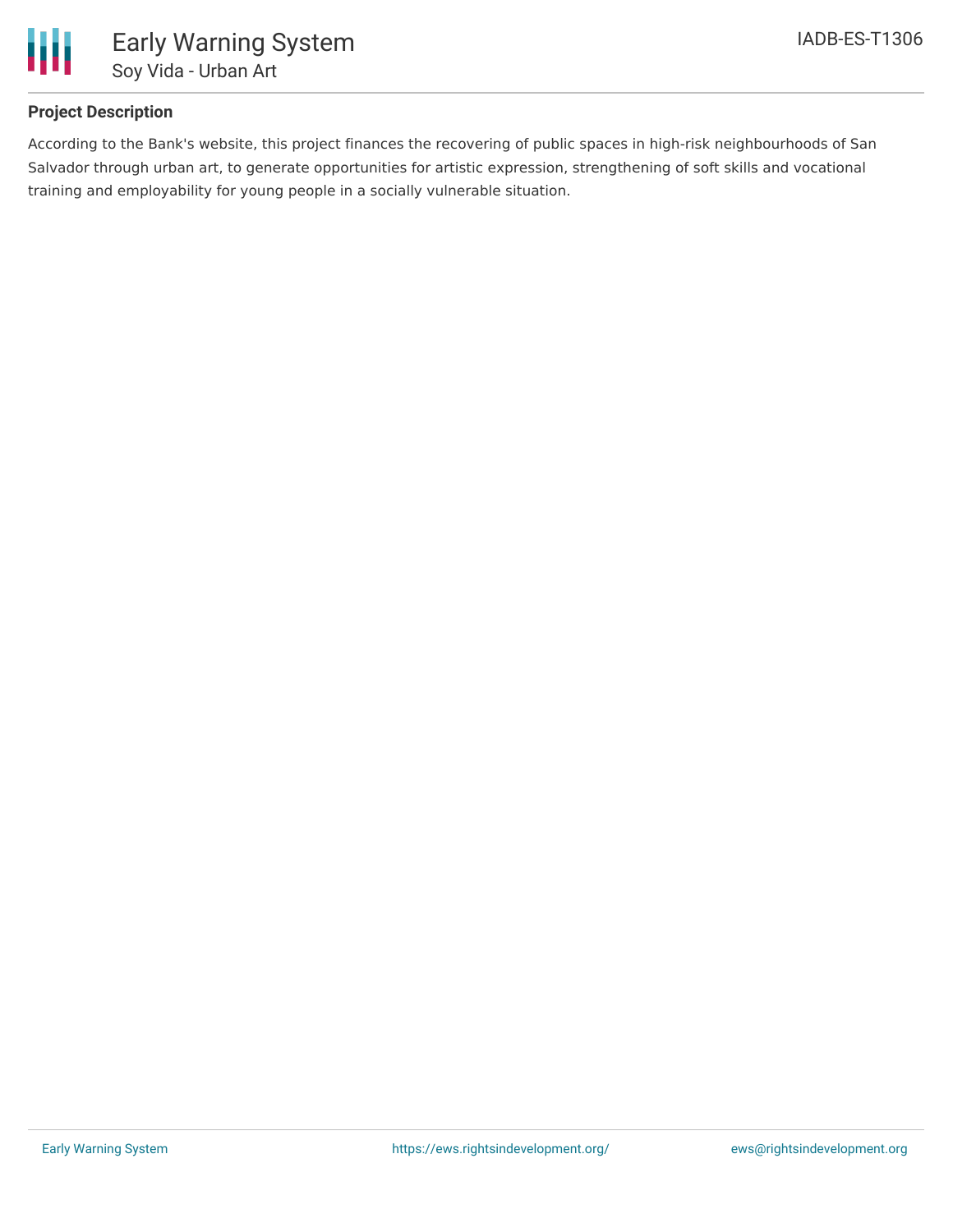## Project Description

According to the Bank's website, this project finances the recovering of public spaces in high-risk neighbourhoods of San Salvador through urban art, to generate opportunities for artistic expression, strengthening of soft skills and vocational training and employability for young people in a socially vulnerable situation.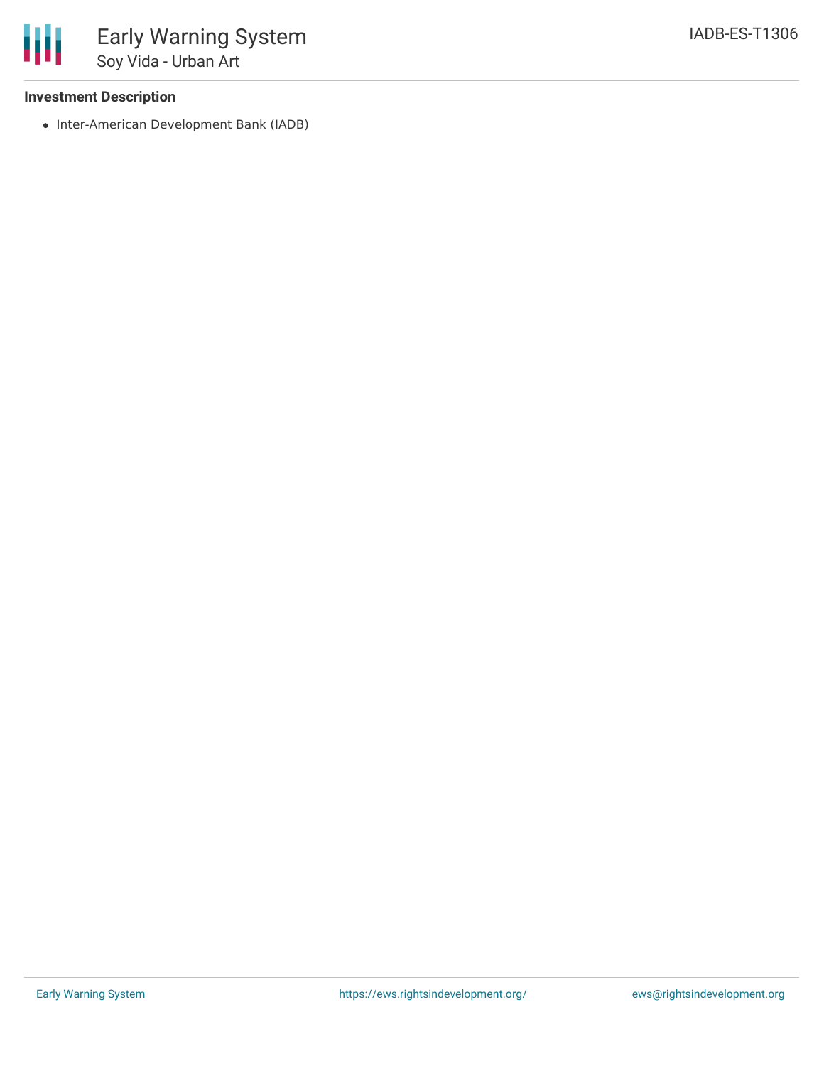### Investment Description

- Inter-American Development Bank (IADB)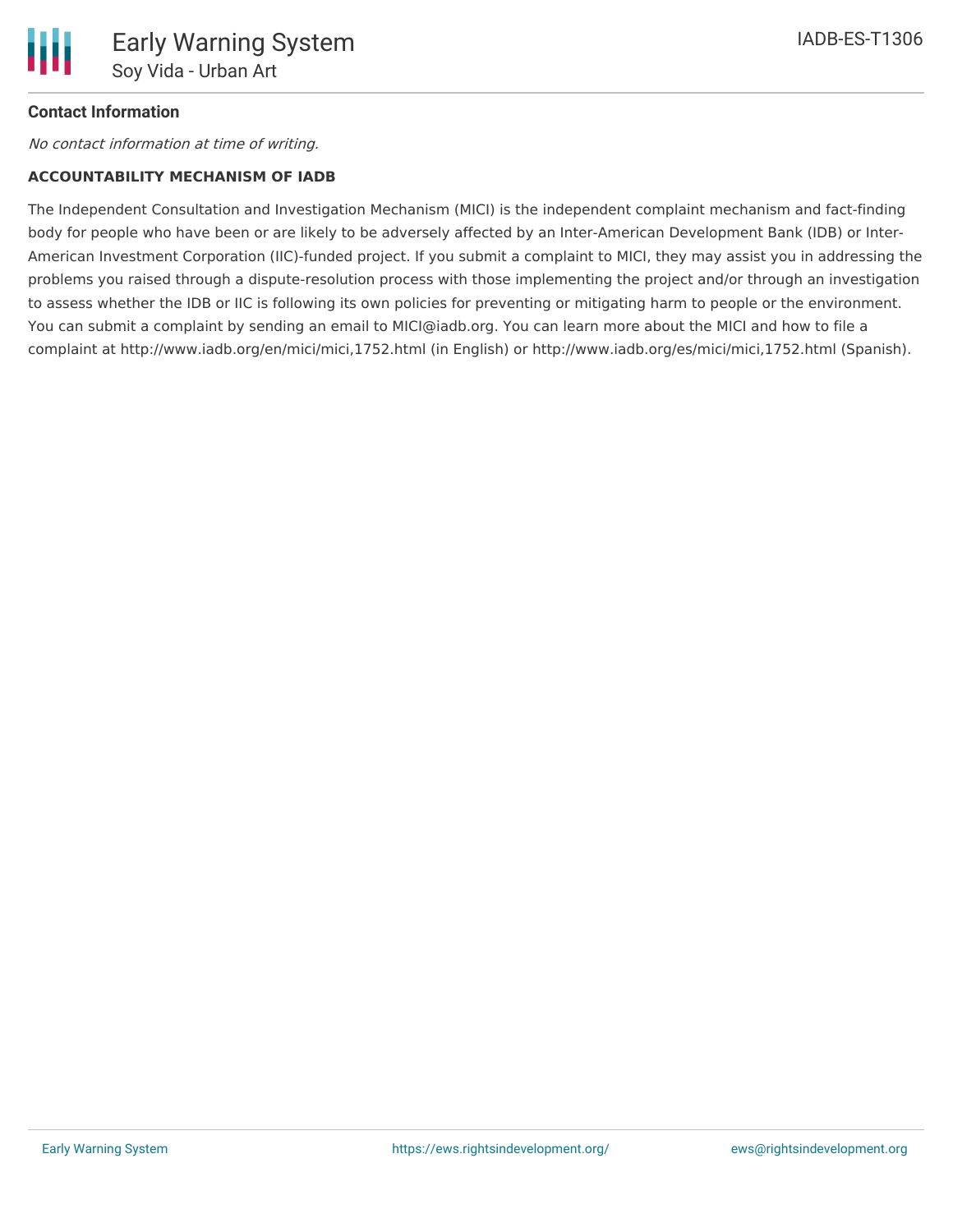### Contact Information

*No contact information at time of writing.*

**ACCOUNTABILITY MECHANISM OF IADB**

The Independent Consultation and Investigation Mechanism (MICI) is the independent complaint mechanism and fact-finding body for people who have been or are likely to be adversely affected by an Inter-American Development Bank (IDB) or Inter-American Investment Corporation (IIC)-funded project. If you submit a complaint to MICI, they may assist you in addressing the problems you raised through a dispute-resolution process with those implementing the project and/or through an investigation to assess whether the IDB or IIC is following its own policies for preventing or mitigating harm to people or the environment. You can submit a complaint by sending an email to MICI@iadb.org. You can learn more about the MICI and how to file a complaint at http://www.iadb.org/en/mici/mici,1752.html (in English) or http://www.iadb.org/es/mici/mici,1752.html (Spanish).